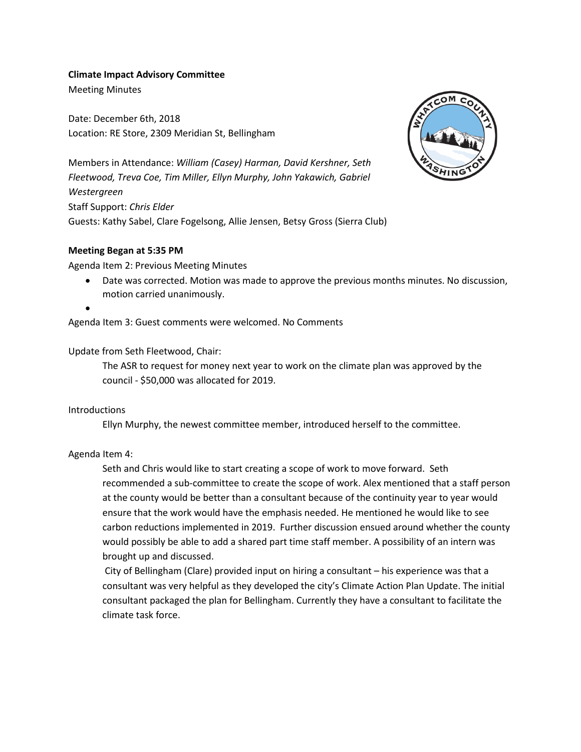**Climate Impact Advisory Committee**

Meeting Minutes

Date: December 6th, 2018
Location: RE Store, 2309 Meridian St, Bellingham

Members in Attendance: *William (Casey) Harman, David Kershner, Seth Fleetwood, Treva Coe, Tim Miller, Ellyn Murphy, John Yakawich, Gabriel Westergreen*
Staff Support: *Chris Elder*
Guests: Kathy Sabel, Clare Fogelsong, Allie Jensen, Betsy Gross (Sierra Club)

**Meeting Began at 5:35 PM**

Agenda Item 2: Previous Meeting Minutes

- Date was corrected. Motion was made to approve the previous months minutes. No discussion, motion carried unanimously.
- 

Agenda Item 3: Guest comments were welcomed. No Comments

Update from Seth Fleetwood, Chair:

The ASR to request for money next year to work on the climate plan was approved by the council - $50,000 was allocated for 2019.

Introductions

Ellyn Murphy, the newest committee member, introduced herself to the committee.

Agenda Item 4:

Seth and Chris would like to start creating a scope of work to move forward. Seth recommended a sub-committee to create the scope of work. Alex mentioned that a staff person at the county would be better than a consultant because of the continuity year to year would ensure that the work would have the emphasis needed. He mentioned he would like to see carbon reductions implemented in 2019. Further discussion ensued around whether the county would possibly be able to add a shared part time staff member. A possibility of an intern was brought up and discussed.

City of Bellingham (Clare) provided input on hiring a consultant – his experience was that a consultant was very helpful as they developed the city's Climate Action Plan Update. The initial consultant packaged the plan for Bellingham. Currently they have a consultant to facilitate the climate task force.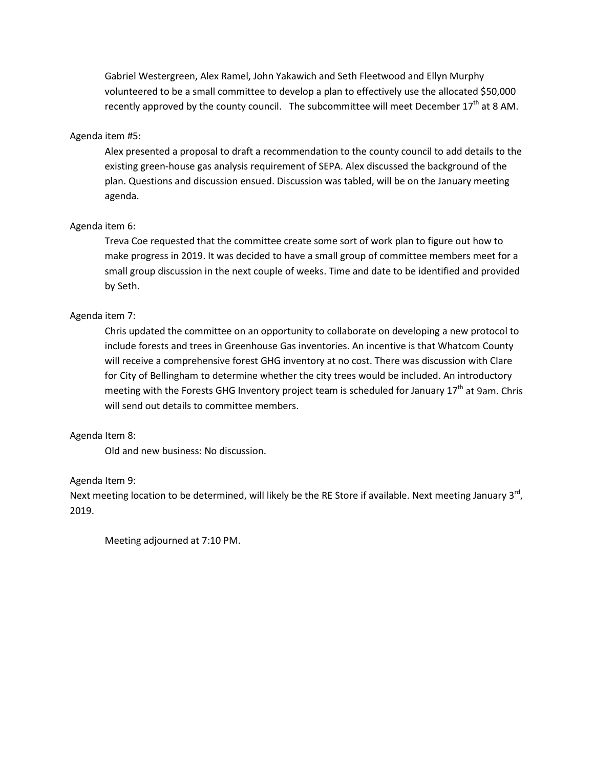Gabriel Westergreen, Alex Ramel, John Yakawich and Seth Fleetwood and Ellyn Murphy volunteered to be a small committee to develop a plan to effectively use the allocated $50,000 recently approved by the county council. The subcommittee will meet December 17th at 8 AM.

Agenda item #5:

Alex presented a proposal to draft a recommendation to the county council to add details to the existing green-house gas analysis requirement of SEPA. Alex discussed the background of the plan. Questions and discussion ensued. Discussion was tabled, will be on the January meeting agenda.

Agenda item 6:

Treva Coe requested that the committee create some sort of work plan to figure out how to make progress in 2019. It was decided to have a small group of committee members meet for a small group discussion in the next couple of weeks. Time and date to be identified and provided by Seth.

Agenda item 7:

Chris updated the committee on an opportunity to collaborate on developing a new protocol to include forests and trees in Greenhouse Gas inventories. An incentive is that Whatcom County will receive a comprehensive forest GHG inventory at no cost. There was discussion with Clare for City of Bellingham to determine whether the city trees would be included. An introductory meeting with the Forests GHG Inventory project team is scheduled for January 17th at 9am. Chris will send out details to committee members.

Agenda Item 8:

Old and new business: No discussion.

Agenda Item 9:

Next meeting location to be determined, will likely be the RE Store if available. Next meeting January 3rd, 2019.

Meeting adjourned at 7:10 PM.